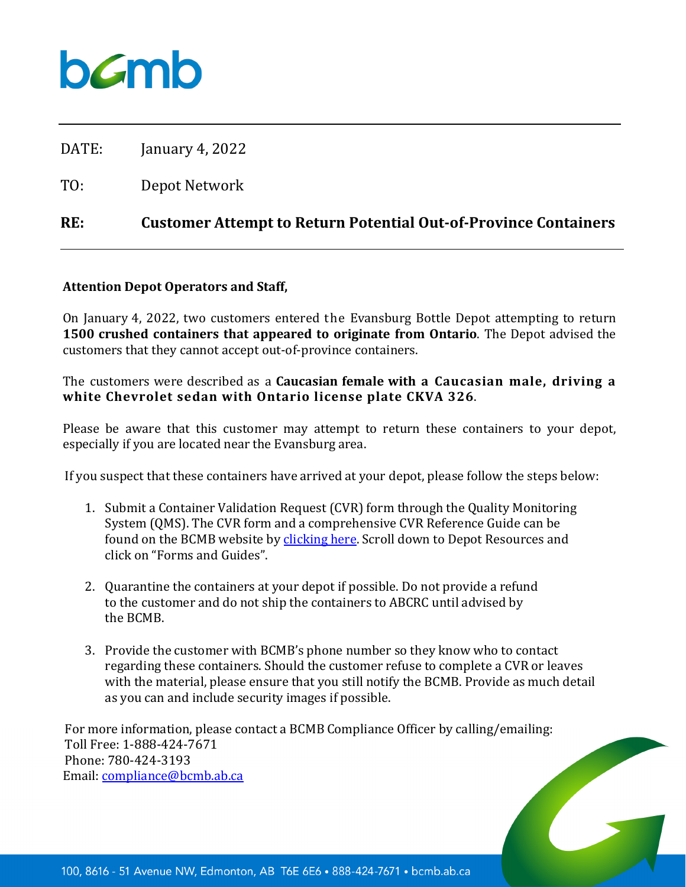bcmb

DATE: January 4, 2022

TO: Depot Network

**RE: Customer Attempt to Return Potential Out-of-Province Containers**

**Attention Depot Operators and Staff,**

On January 4, 2022, two customers entered the Evansburg Bottle Depot attempting to return **1500 crushed containers that appeared to originate from Ontario**. The Depot advised the customers that they cannot accept out-of-province containers.

The customers were described as a **Caucasian female with a Caucasian male, driving a white Chevrolet sedan with Ontario license plate CKVA 326**.

Please be aware that this customer may attempt to return these containers to your depot, especially if you are located near the Evansburg area.

If you suspect that these containers have arrived at your depot, please follow the steps below:

1. Submit a Container Validation Request (CVR) form through the Quality Monitoring System (QMS). The CVR form and a comprehensive CVR Reference Guide can be found on the BCMB website by clicking here. Scroll down to Depot Resources and click on "Forms and Guides".

2. Quarantine the containers at your depot if possible. Do not provide a refund to the customer and do not ship the containers to ABCRC until advised by the BCMB.

3. Provide the customer with BCMB's phone number so they know who to contact regarding these containers. Should the customer refuse to complete a CVR or leaves with the material, please ensure that you still notify the BCMB. Provide as much detail as you can and include security images if possible.

For more information, please contact a BCMB Compliance Officer by calling/emailing:
Toll Free: 1-888-424-7671
Phone: 780-424-3193
Email: compliance@bcmb.ab.ca

100, 8616 - 51 Avenue NW, Edmonton, AB T6E 6E6 • 888-424-7671 • bcmb.ab.ca